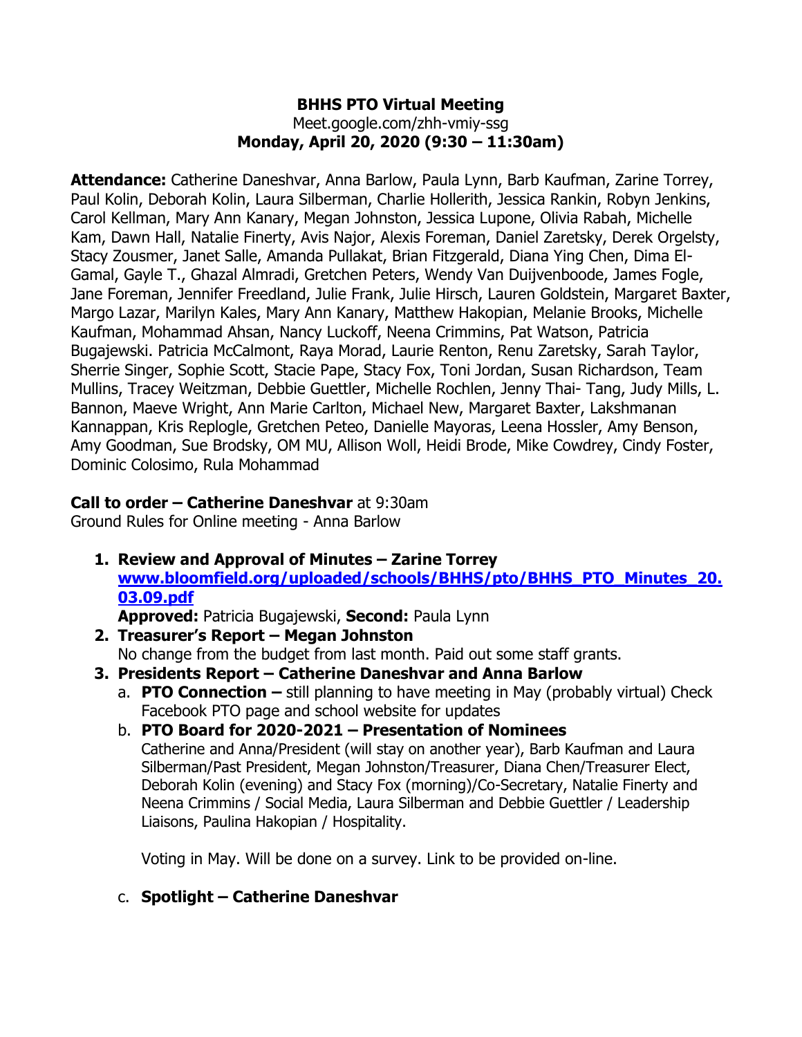**BHHS PTO Virtual Meeting**
Meet.google.com/zhh-vmiy-ssg
**Monday, April 20, 2020 (9:30 – 11:30am)**

**Attendance:** Catherine Daneshvar, Anna Barlow, Paula Lynn, Barb Kaufman, Zarine Torrey, Paul Kolin, Deborah Kolin, Laura Silberman, Charlie Hollerith, Jessica Rankin, Robyn Jenkins, Carol Kellman, Mary Ann Kanary, Megan Johnston, Jessica Lupone, Olivia Rabah, Michelle Kam, Dawn Hall, Natalie Finerty, Avis Najor, Alexis Foreman, Daniel Zaretsky, Derek Orgelsty, Stacy Zousmer, Janet Salle, Amanda Pullakat, Brian Fitzgerald, Diana Ying Chen, Dima El-Gamal, Gayle T., Ghazal Almradi, Gretchen Peters, Wendy Van Duijvenboode, James Fogle, Jane Foreman, Jennifer Freedland, Julie Frank, Julie Hirsch, Lauren Goldstein, Margaret Baxter, Margo Lazar, Marilyn Kales, Mary Ann Kanary, Matthew Hakopian, Melanie Brooks, Michelle Kaufman, Mohammad Ahsan, Nancy Luckoff, Neena Crimmins, Pat Watson, Patricia Bugajewski. Patricia McCalmont, Raya Morad, Laurie Renton, Renu Zaretsky, Sarah Taylor, Sherrie Singer, Sophie Scott, Stacie Pape, Stacy Fox, Toni Jordan, Susan Richardson, Team Mullins, Tracey Weitzman, Debbie Guettler, Michelle Rochlen, Jenny Thai- Tang, Judy Mills, L. Bannon, Maeve Wright, Ann Marie Carlton, Michael New, Margaret Baxter, Lakshmanan Kannappan, Kris Replogle, Gretchen Peteo, Danielle Mayoras, Leena Hossler, Amy Benson, Amy Goodman, Sue Brodsky, OM MU, Allison Woll, Heidi Brode, Mike Cowdrey, Cindy Foster, Dominic Colosimo, Rula Mohammad

**Call to order – Catherine Daneshvar** at 9:30am
Ground Rules for Online meeting - Anna Barlow

1. **Review and Approval of Minutes – Zarine Torrey**
   **www.bloomfield.org/uploaded/schools/BHHS/pto/BHHS_PTO_Minutes_20.03.09.pdf**
   **Approved:** Patricia Bugajewski, **Second:** Paula Lynn
2. **Treasurer's Report – Megan Johnston**
   No change from the budget from last month. Paid out some staff grants.
3. **Presidents Report – Catherine Daneshvar and Anna Barlow**
   a. **PTO Connection –** still planning to have meeting in May (probably virtual) Check Facebook PTO page and school website for updates
   b. **PTO Board for 2020-2021 – Presentation of Nominees**
      Catherine and Anna/President (will stay on another year), Barb Kaufman and Laura Silberman/Past President, Megan Johnston/Treasurer, Diana Chen/Treasurer Elect, Deborah Kolin (evening) and Stacy Fox (morning)/Co-Secretary, Natalie Finerty and Neena Crimmins / Social Media, Laura Silberman and Debbie Guettler / Leadership Liaisons, Paulina Hakopian / Hospitality.

      Voting in May. Will be done on a survey. Link to be provided on-line.
   c. **Spotlight – Catherine Daneshvar**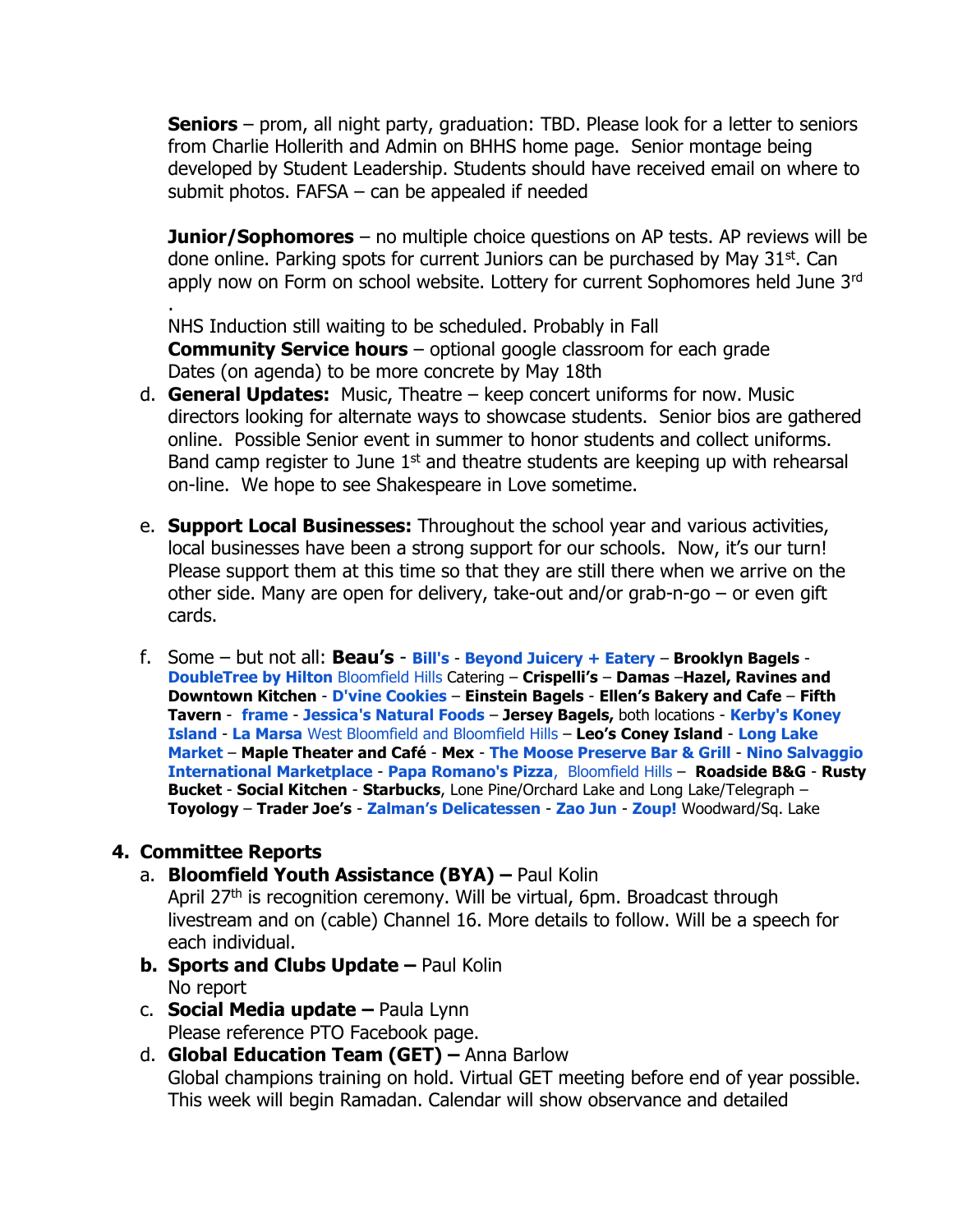**Seniors** – prom, all night party, graduation: TBD. Please look for a letter to seniors from Charlie Hollerith and Admin on BHHS home page. Senior montage being developed by Student Leadership. Students should have received email on where to submit photos. FAFSA – can be appealed if needed

**Junior/Sophomores** – no multiple choice questions on AP tests. AP reviews will be done online. Parking spots for current Juniors can be purchased by May 31st. Can apply now on Form on school website. Lottery for current Sophomores held June 3rd .

NHS Induction still waiting to be scheduled. Probably in Fall

**Community Service hours** – optional google classroom for each grade

Dates (on agenda) to be more concrete by May 18th

d. **General Updates:** Music, Theatre – keep concert uniforms for now. Music directors looking for alternate ways to showcase students. Senior bios are gathered online. Possible Senior event in summer to honor students and collect uniforms. Band camp register to June 1st and theatre students are keeping up with rehearsal on-line. We hope to see Shakespeare in Love sometime.

e. **Support Local Businesses:** Throughout the school year and various activities, local businesses have been a strong support for our schools. Now, it's our turn! Please support them at this time so that they are still there when we arrive on the other side. Many are open for delivery, take-out and/or grab-n-go – or even gift cards.

f. Some – but not all: **Beau's** - **Bill's** - **Beyond Juicery + Eatery** – **Brooklyn Bagels** - **DoubleTree by Hilton** Bloomfield Hills Catering – **Crispelli's** – **Damas** –**Hazel, Ravines and Downtown Kitchen** - **D'vine Cookies** – **Einstein Bagels** - **Ellen's Bakery and Cafe** – **Fifth Tavern** - **frame** - **Jessica's Natural Foods** – **Jersey Bagels,** both locations - **Kerby's Koney Island** - **La Marsa** West Bloomfield and Bloomfield Hills – **Leo's Coney Island** - **Long Lake Market** – **Maple Theater and Café** - **Mex** - **The Moose Preserve Bar & Grill** - **Nino Salvaggio International Marketplace** - **Papa Romano's Pizza**, Bloomfield Hills – **Roadside B&G** - **Rusty Bucket** - **Social Kitchen** - **Starbucks**, Lone Pine/Orchard Lake and Long Lake/Telegraph – **Toyology** – **Trader Joe's** - **Zalman's Delicatessen** - **Zao Jun** - **Zoup!** Woodward/Sq. Lake

## 4. Committee Reports

a. **Bloomfield Youth Assistance (BYA) –** Paul Kolin
April 27th is recognition ceremony. Will be virtual, 6pm. Broadcast through livestream and on (cable) Channel 16. More details to follow. Will be a speech for each individual.

b. **Sports and Clubs Update –** Paul Kolin
No report

c. **Social Media update –** Paula Lynn
Please reference PTO Facebook page.

d. **Global Education Team (GET) –** Anna Barlow
Global champions training on hold. Virtual GET meeting before end of year possible. This week will begin Ramadan. Calendar will show observance and detailed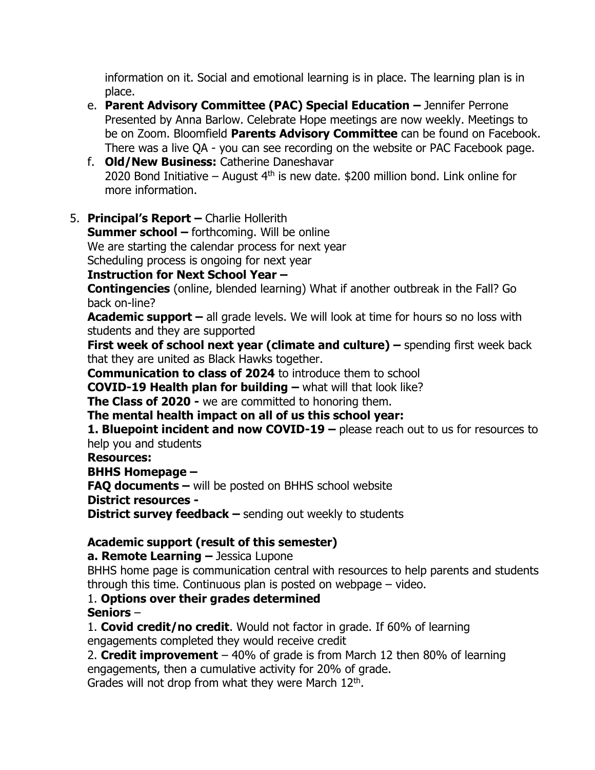information on it. Social and emotional learning is in place. The learning plan is in place.

e. **Parent Advisory Committee (PAC) Special Education –** Jennifer Perrone Presented by Anna Barlow. Celebrate Hope meetings are now weekly. Meetings to be on Zoom. Bloomfield **Parents Advisory Committee** can be found on Facebook. There was a live QA - you can see recording on the website or PAC Facebook page.

f. **Old/New Business:** Catherine Daneshavar
2020 Bond Initiative – August 4th is new date. $200 million bond. Link online for more information.

5. **Principal's Report –** Charlie Hollerith

**Summer school –** forthcoming. Will be online
We are starting the calendar process for next year
Scheduling process is ongoing for next year

**Instruction for Next School Year –**

**Contingencies** (online, blended learning) What if another outbreak in the Fall? Go back on-line?

**Academic support –** all grade levels. We will look at time for hours so no loss with students and they are supported

**First week of school next year (climate and culture) –** spending first week back that they are united as Black Hawks together.

**Communication to class of 2024** to introduce them to school

**COVID-19 Health plan for building –** what will that look like?

**The Class of 2020 -** we are committed to honoring them.

**The mental health impact on all of us this school year:**

**1. Bluepoint incident and now COVID-19 –** please reach out to us for resources to help you and students

**Resources:**

**BHHS Homepage –**

**FAQ documents –** will be posted on BHHS school website

**District resources -**

**District survey feedback –** sending out weekly to students

**Academic support (result of this semester)**

**a. Remote Learning –** Jessica Lupone

BHHS home page is communication central with resources to help parents and students through this time. Continuous plan is posted on webpage – video.

1. **Options over their grades determined**

**Seniors** –

1. **Covid credit/no credit**. Would not factor in grade. If 60% of learning engagements completed they would receive credit

2. **Credit improvement** – 40% of grade is from March 12 then 80% of learning engagements, then a cumulative activity for 20% of grade.

Grades will not drop from what they were March 12th.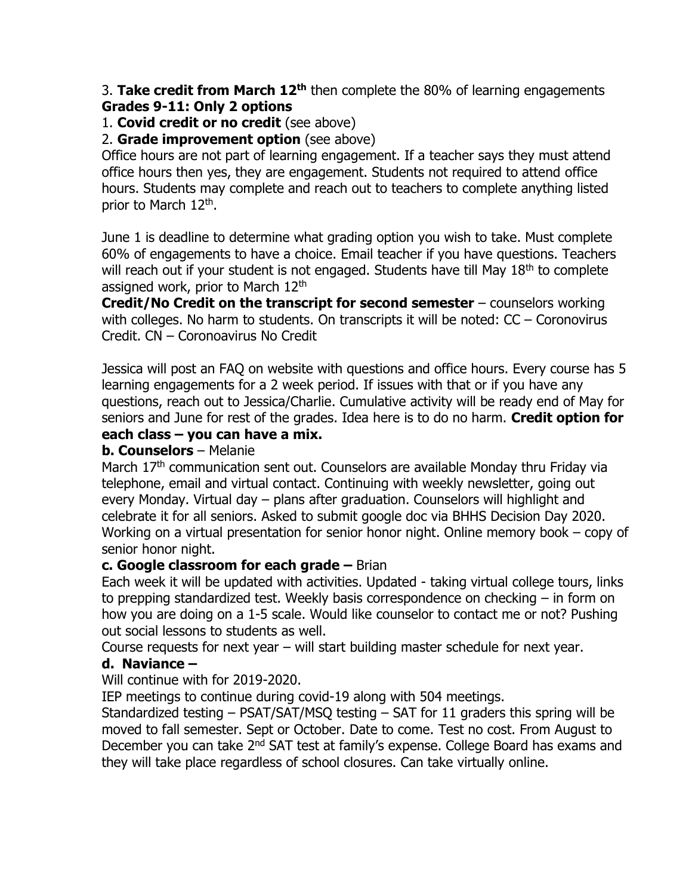3. **Take credit from March 12th** then complete the 80% of learning engagements
**Grades 9-11: Only 2 options**

1. **Covid credit or no credit** (see above)
2. **Grade improvement option** (see above)

Office hours are not part of learning engagement. If a teacher says they must attend office hours then yes, they are engagement. Students not required to attend office hours. Students may complete and reach out to teachers to complete anything listed prior to March 12th.

June 1 is deadline to determine what grading option you wish to take. Must complete 60% of engagements to have a choice. Email teacher if you have questions. Teachers will reach out if your student is not engaged. Students have till May 18th to complete assigned work, prior to March 12th

**Credit/No Credit on the transcript for second semester** – counselors working with colleges. No harm to students. On transcripts it will be noted: CC – Coronovirus Credit. CN – Coronoavirus No Credit

Jessica will post an FAQ on website with questions and office hours. Every course has 5 learning engagements for a 2 week period. If issues with that or if you have any questions, reach out to Jessica/Charlie. Cumulative activity will be ready end of May for seniors and June for rest of the grades. Idea here is to do no harm. **Credit option for each class – you can have a mix.**

**b. Counselors** – Melanie

March 17th communication sent out. Counselors are available Monday thru Friday via telephone, email and virtual contact. Continuing with weekly newsletter, going out every Monday. Virtual day – plans after graduation. Counselors will highlight and celebrate it for all seniors. Asked to submit google doc via BHHS Decision Day 2020. Working on a virtual presentation for senior honor night. Online memory book – copy of senior honor night.

**c. Google classroom for each grade –** Brian

Each week it will be updated with activities. Updated - taking virtual college tours, links to prepping standardized test. Weekly basis correspondence on checking – in form on how you are doing on a 1-5 scale. Would like counselor to contact me or not? Pushing out social lessons to students as well.

Course requests for next year – will start building master schedule for next year.

**d. Naviance –**

Will continue with for 2019-2020.

IEP meetings to continue during covid-19 along with 504 meetings.

Standardized testing – PSAT/SAT/MSQ testing – SAT for 11 graders this spring will be moved to fall semester. Sept or October. Date to come. Test no cost. From August to December you can take 2nd SAT test at family's expense. College Board has exams and they will take place regardless of school closures. Can take virtually online.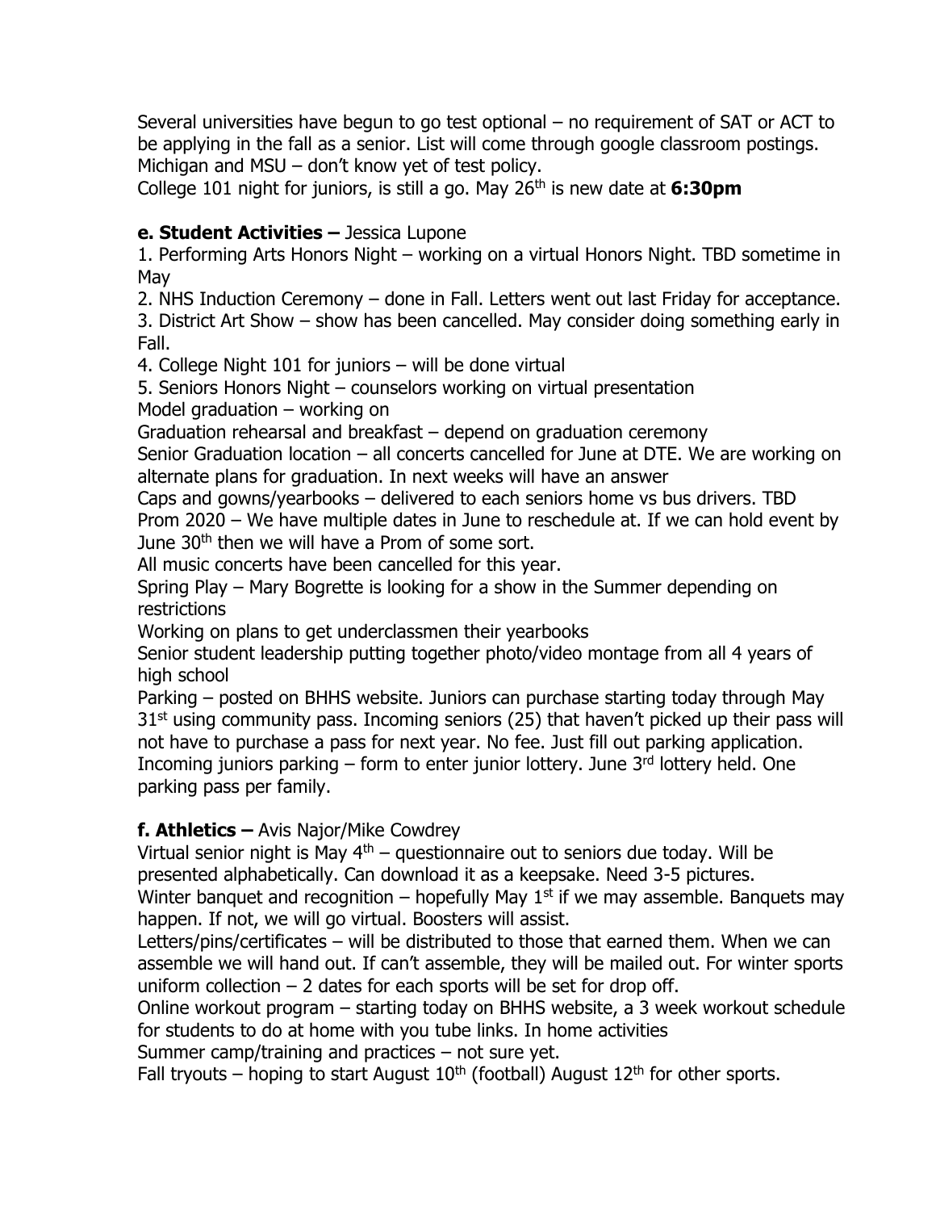Several universities have begun to go test optional – no requirement of SAT or ACT to be applying in the fall as a senior. List will come through google classroom postings. Michigan and MSU – don't know yet of test policy.
College 101 night for juniors, is still a go. May 26th is new date at **6:30pm**

**e. Student Activities –** Jessica Lupone

1. Performing Arts Honors Night – working on a virtual Honors Night. TBD sometime in May
2. NHS Induction Ceremony – done in Fall. Letters went out last Friday for acceptance.
3. District Art Show – show has been cancelled. May consider doing something early in Fall.
4. College Night 101 for juniors – will be done virtual
5. Seniors Honors Night – counselors working on virtual presentation

Model graduation – working on
Graduation rehearsal and breakfast – depend on graduation ceremony
Senior Graduation location – all concerts cancelled for June at DTE. We are working on alternate plans for graduation. In next weeks will have an answer
Caps and gowns/yearbooks – delivered to each seniors home vs bus drivers. TBD
Prom 2020 – We have multiple dates in June to reschedule at. If we can hold event by June 30th then we will have a Prom of some sort.
All music concerts have been cancelled for this year.
Spring Play – Mary Bogrette is looking for a show in the Summer depending on restrictions
Working on plans to get underclassmen their yearbooks
Senior student leadership putting together photo/video montage from all 4 years of high school
Parking – posted on BHHS website. Juniors can purchase starting today through May 31st using community pass. Incoming seniors (25) that haven't picked up their pass will not have to purchase a pass for next year. No fee. Just fill out parking application. Incoming juniors parking – form to enter junior lottery. June 3rd lottery held. One parking pass per family.

**f. Athletics –** Avis Najor/Mike Cowdrey

Virtual senior night is May 4th – questionnaire out to seniors due today. Will be presented alphabetically. Can download it as a keepsake. Need 3-5 pictures.
Winter banquet and recognition – hopefully May 1st if we may assemble. Banquets may happen. If not, we will go virtual. Boosters will assist.
Letters/pins/certificates – will be distributed to those that earned them. When we can assemble we will hand out. If can't assemble, they will be mailed out. For winter sports uniform collection – 2 dates for each sports will be set for drop off.
Online workout program – starting today on BHHS website, a 3 week workout schedule for students to do at home with you tube links. In home activities
Summer camp/training and practices – not sure yet.
Fall tryouts – hoping to start August 10th (football) August 12th for other sports.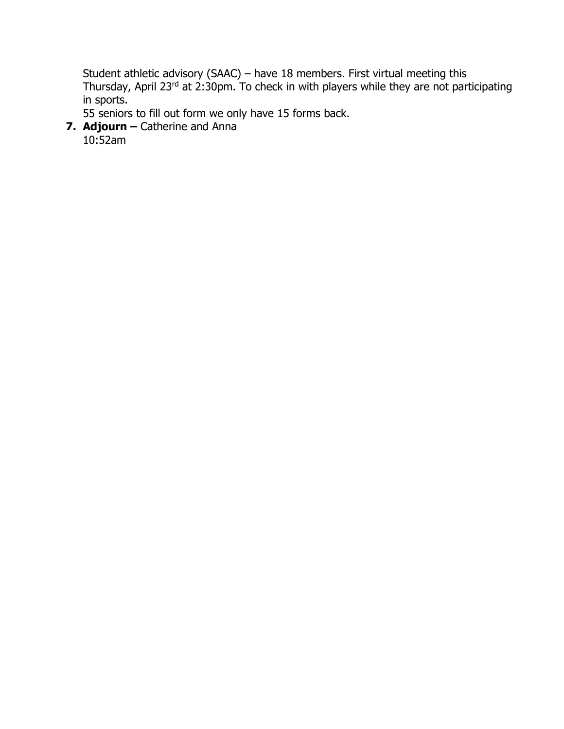Student athletic advisory (SAAC) – have 18 members. First virtual meeting this Thursday, April 23rd at 2:30pm. To check in with players while they are not participating in sports.

55 seniors to fill out form we only have 15 forms back.

7. **Adjourn –** Catherine and Anna

   10:52am